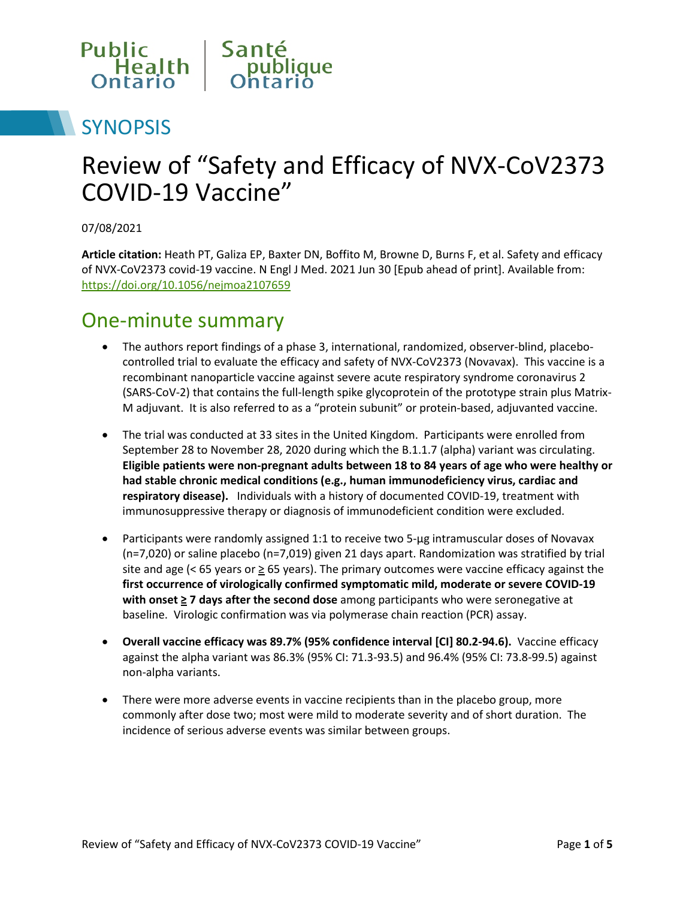Public Health Ontario | Santé publique Ontario

# SYNOPSIS

# Review of “Safety and Efficacy of NVX-CoV2373 COVID-19 Vaccine”

07/08/2021

**Article citation:** Heath PT, Galiza EP, Baxter DN, Boffito M, Browne D, Burns F, et al. Safety and efficacy of NVX-CoV2373 covid-19 vaccine. N Engl J Med. 2021 Jun 30 [Epub ahead of print]. Available from: https://doi.org/10.1056/nejmoa2107659

## One-minute summary

- The authors report findings of a phase 3, international, randomized, observer-blind, placebo-controlled trial to evaluate the efficacy and safety of NVX-CoV2373 (Novavax). This vaccine is a recombinant nanoparticle vaccine against severe acute respiratory syndrome coronavirus 2 (SARS-CoV-2) that contains the full-length spike glycoprotein of the prototype strain plus Matrix-M adjuvant. It is also referred to as a “protein subunit” or protein-based, adjuvanted vaccine.

- The trial was conducted at 33 sites in the United Kingdom. Participants were enrolled from September 28 to November 28, 2020 during which the B.1.1.7 (alpha) variant was circulating. **Eligible patients were non-pregnant adults between 18 to 84 years of age who were healthy or had stable chronic medical conditions (e.g., human immunodeficiency virus, cardiac and respiratory disease).** Individuals with a history of documented COVID-19, treatment with immunosuppressive therapy or diagnosis of immunodeficient condition were excluded.

- Participants were randomly assigned 1:1 to receive two 5-µg intramuscular doses of Novavax (n=7,020) or saline placebo (n=7,019) given 21 days apart. Randomization was stratified by trial site and age (< 65 years or ≥ 65 years). The primary outcomes were vaccine efficacy against the **first occurrence of virologically confirmed symptomatic mild, moderate or severe COVID-19 with onset ≥ 7 days after the second dose** among participants who were seronegative at baseline. Virologic confirmation was via polymerase chain reaction (PCR) assay.

- **Overall vaccine efficacy was 89.7% (95% confidence interval [CI] 80.2-94.6).** Vaccine efficacy against the alpha variant was 86.3% (95% CI: 71.3-93.5) and 96.4% (95% CI: 73.8-99.5) against non-alpha variants.

- There were more adverse events in vaccine recipients than in the placebo group, more commonly after dose two; most were mild to moderate severity and of short duration. The incidence of serious adverse events was similar between groups.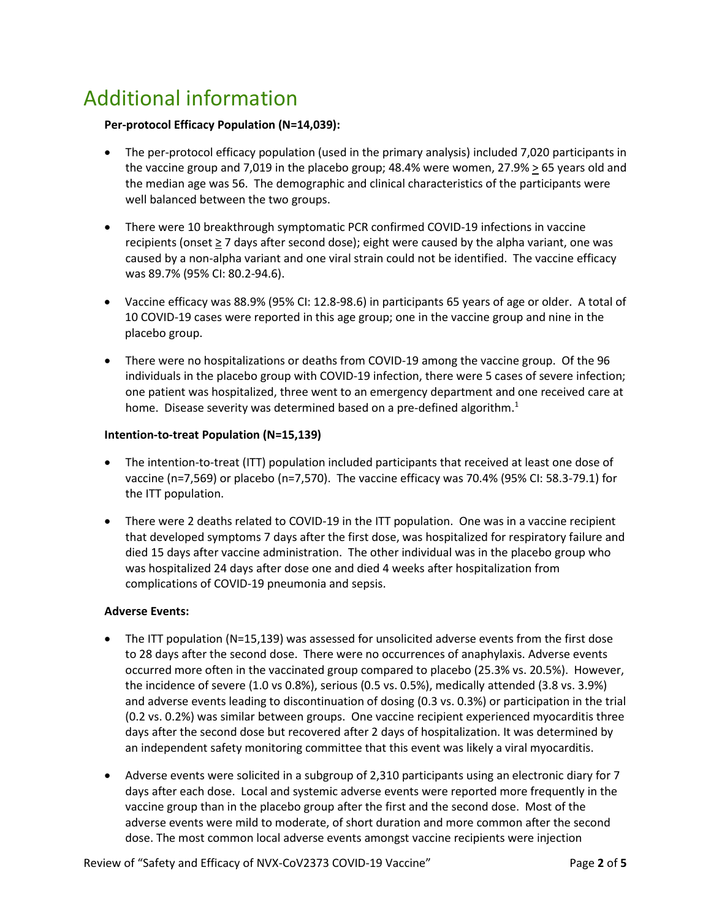# Additional information

**Per-protocol Efficacy Population (N=14,039):**

- The per-protocol efficacy population (used in the primary analysis) included 7,020 participants in the vaccine group and 7,019 in the placebo group; 48.4% were women, 27.9% $\geq$ 65 years old and the median age was 56. The demographic and clinical characteristics of the participants were well balanced between the two groups.
- There were 10 breakthrough symptomatic PCR confirmed COVID-19 infections in vaccine recipients (onset $\geq$ 7 days after second dose); eight were caused by the alpha variant, one was caused by a non-alpha variant and one viral strain could not be identified. The vaccine efficacy was 89.7% (95% CI: 80.2-94.6).
- Vaccine efficacy was 88.9% (95% CI: 12.8-98.6) in participants 65 years of age or older. A total of 10 COVID-19 cases were reported in this age group; one in the vaccine group and nine in the placebo group.
- There were no hospitalizations or deaths from COVID-19 among the vaccine group. Of the 96 individuals in the placebo group with COVID-19 infection, there were 5 cases of severe infection; one patient was hospitalized, three went to an emergency department and one received care at home. Disease severity was determined based on a pre-defined algorithm.[1]

**Intention-to-treat Population (N=15,139)**

- The intention-to-treat (ITT) population included participants that received at least one dose of vaccine (n=7,569) or placebo (n=7,570). The vaccine efficacy was 70.4% (95% CI: 58.3-79.1) for the ITT population.
- There were 2 deaths related to COVID-19 in the ITT population. One was in a vaccine recipient that developed symptoms 7 days after the first dose, was hospitalized for respiratory failure and died 15 days after vaccine administration. The other individual was in the placebo group who was hospitalized 24 days after dose one and died 4 weeks after hospitalization from complications of COVID-19 pneumonia and sepsis.

**Adverse Events:**

- The ITT population (N=15,139) was assessed for unsolicited adverse events from the first dose to 28 days after the second dose. There were no occurrences of anaphylaxis. Adverse events occurred more often in the vaccinated group compared to placebo (25.3% vs. 20.5%). However, the incidence of severe (1.0 vs 0.8%), serious (0.5 vs. 0.5%), medically attended (3.8 vs. 3.9%) and adverse events leading to discontinuation of dosing (0.3 vs. 0.3%) or participation in the trial (0.2 vs. 0.2%) was similar between groups. One vaccine recipient experienced myocarditis three days after the second dose but recovered after 2 days of hospitalization. It was determined by an independent safety monitoring committee that this event was likely a viral myocarditis.
- Adverse events were solicited in a subgroup of 2,310 participants using an electronic diary for 7 days after each dose. Local and systemic adverse events were reported more frequently in the vaccine group than in the placebo group after the first and the second dose. Most of the adverse events were mild to moderate, of short duration and more common after the second dose. The most common local adverse events amongst vaccine recipients were injection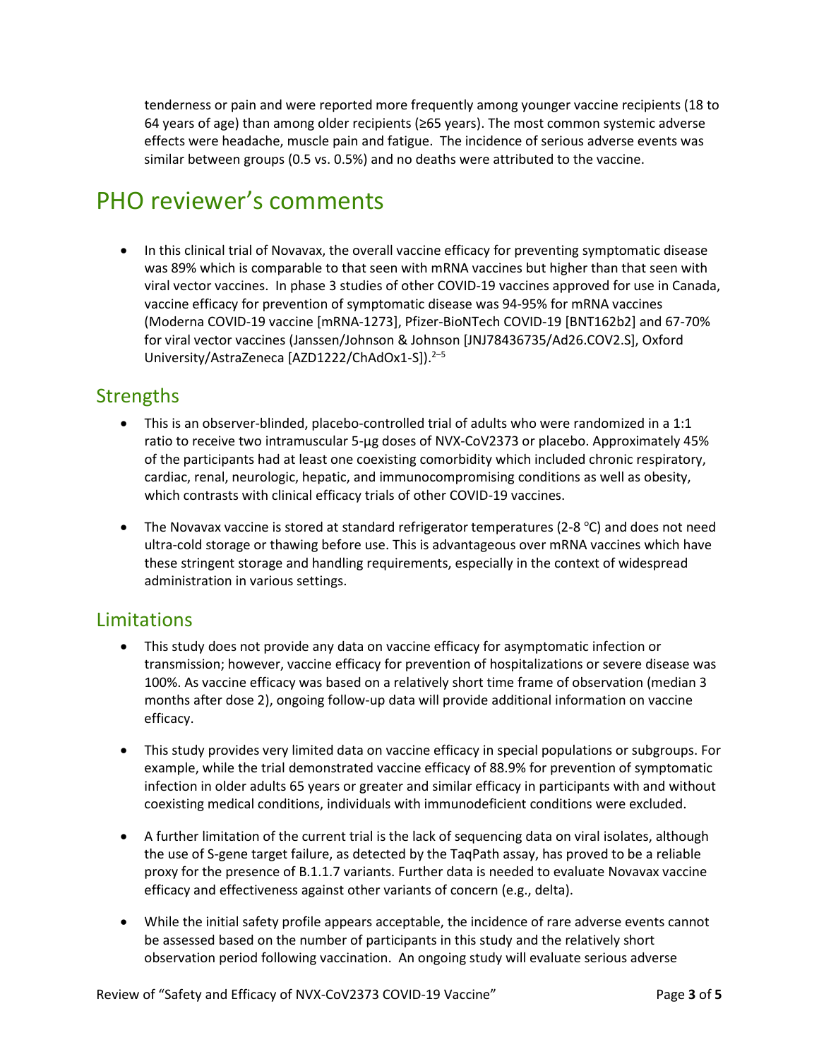tenderness or pain and were reported more frequently among younger vaccine recipients (18 to 64 years of age) than among older recipients (≥65 years). The most common systemic adverse effects were headache, muscle pain and fatigue. The incidence of serious adverse events was similar between groups (0.5 vs. 0.5%) and no deaths were attributed to the vaccine.

# PHO reviewer's comments

- In this clinical trial of Novavax, the overall vaccine efficacy for preventing symptomatic disease was 89% which is comparable to that seen with mRNA vaccines but higher than that seen with viral vector vaccines. In phase 3 studies of other COVID-19 vaccines approved for use in Canada, vaccine efficacy for prevention of symptomatic disease was 94-95% for mRNA vaccines (Moderna COVID-19 vaccine [mRNA-1273], Pfizer-BioNTech COVID-19 [BNT162b2] and 67-70% for viral vector vaccines (Janssen/Johnson & Johnson [JNJ78436735/Ad26.COV2.S], Oxford University/AstraZeneca [AZD1222/ChAdOx1-S]).[2–5]

## Strengths

- This is an observer-blinded, placebo-controlled trial of adults who were randomized in a 1:1 ratio to receive two intramuscular 5-µg doses of NVX-CoV2373 or placebo. Approximately 45% of the participants had at least one coexisting comorbidity which included chronic respiratory, cardiac, renal, neurologic, hepatic, and immunocompromising conditions as well as obesity, which contrasts with clinical efficacy trials of other COVID-19 vaccines.

- The Novavax vaccine is stored at standard refrigerator temperatures (2-8 °C) and does not need ultra-cold storage or thawing before use. This is advantageous over mRNA vaccines which have these stringent storage and handling requirements, especially in the context of widespread administration in various settings.

## Limitations

- This study does not provide any data on vaccine efficacy for asymptomatic infection or transmission; however, vaccine efficacy for prevention of hospitalizations or severe disease was 100%. As vaccine efficacy was based on a relatively short time frame of observation (median 3 months after dose 2), ongoing follow-up data will provide additional information on vaccine efficacy.

- This study provides very limited data on vaccine efficacy in special populations or subgroups. For example, while the trial demonstrated vaccine efficacy of 88.9% for prevention of symptomatic infection in older adults 65 years or greater and similar efficacy in participants with and without coexisting medical conditions, individuals with immunodeficient conditions were excluded.

- A further limitation of the current trial is the lack of sequencing data on viral isolates, although the use of S-gene target failure, as detected by the TaqPath assay, has proved to be a reliable proxy for the presence of B.1.1.7 variants. Further data is needed to evaluate Novavax vaccine efficacy and effectiveness against other variants of concern (e.g., delta).

- While the initial safety profile appears acceptable, the incidence of rare adverse events cannot be assessed based on the number of participants in this study and the relatively short observation period following vaccination. An ongoing study will evaluate serious adverse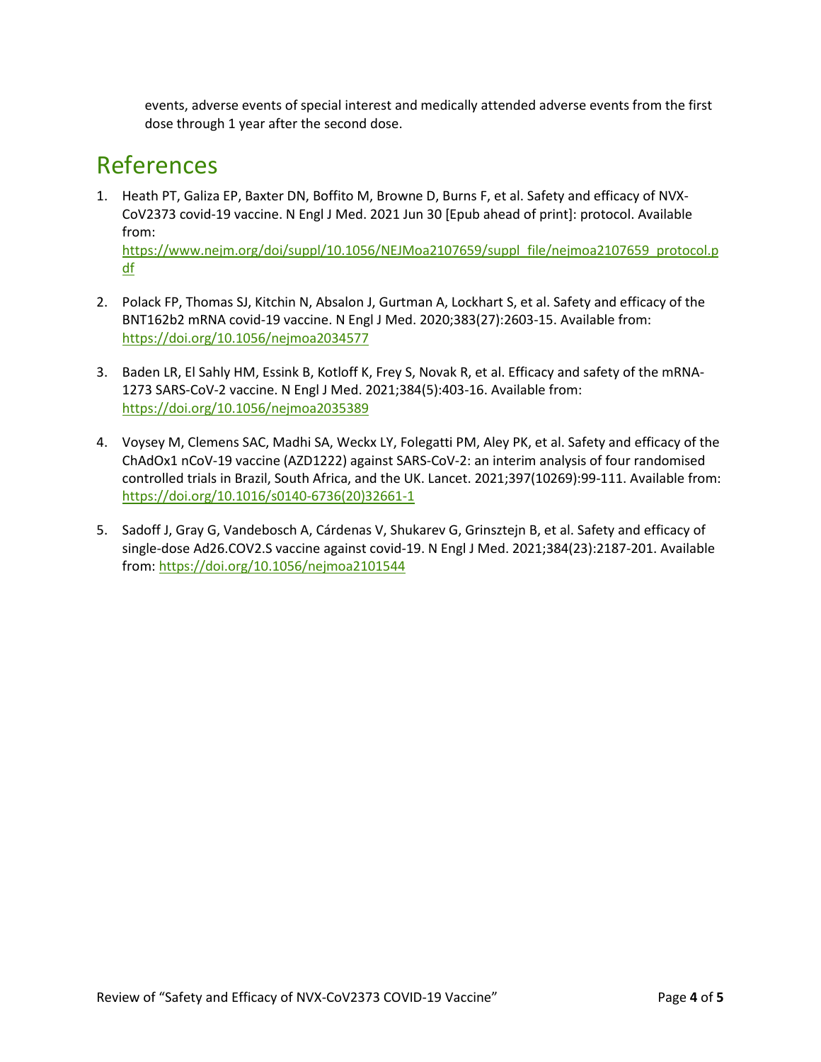events, adverse events of special interest and medically attended adverse events from the first dose through 1 year after the second dose.

## References

1. Heath PT, Galiza EP, Baxter DN, Boffito M, Browne D, Burns F, et al. Safety and efficacy of NVX-CoV2373 covid-19 vaccine. N Engl J Med. 2021 Jun 30 [Epub ahead of print]: protocol. Available from: https://www.nejm.org/doi/suppl/10.1056/NEJMoa2107659/suppl_file/nejmoa2107659_protocol.pdf

2. Polack FP, Thomas SJ, Kitchin N, Absalon J, Gurtman A, Lockhart S, et al. Safety and efficacy of the BNT162b2 mRNA covid-19 vaccine. N Engl J Med. 2020;383(27):2603-15. Available from: https://doi.org/10.1056/nejmoa2034577

3. Baden LR, El Sahly HM, Essink B, Kotloff K, Frey S, Novak R, et al. Efficacy and safety of the mRNA-1273 SARS-CoV-2 vaccine. N Engl J Med. 2021;384(5):403-16. Available from: https://doi.org/10.1056/nejmoa2035389

4. Voysey M, Clemens SAC, Madhi SA, Weckx LY, Folegatti PM, Aley PK, et al. Safety and efficacy of the ChAdOx1 nCoV-19 vaccine (AZD1222) against SARS-CoV-2: an interim analysis of four randomised controlled trials in Brazil, South Africa, and the UK. Lancet. 2021;397(10269):99-111. Available from: https://doi.org/10.1016/s0140-6736(20)32661-1

5. Sadoff J, Gray G, Vandebosch A, Cárdenas V, Shukarev G, Grinsztejn B, et al. Safety and efficacy of single-dose Ad26.COV2.S vaccine against covid-19. N Engl J Med. 2021;384(23):2187-201. Available from: https://doi.org/10.1056/nejmoa2101544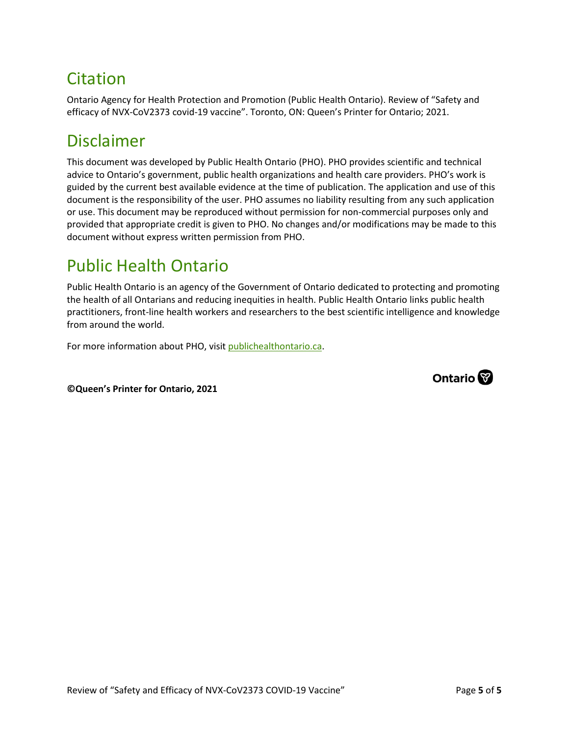## Citation

Ontario Agency for Health Protection and Promotion (Public Health Ontario). Review of "Safety and efficacy of NVX-CoV2373 covid-19 vaccine". Toronto, ON: Queen's Printer for Ontario; 2021.

## Disclaimer

This document was developed by Public Health Ontario (PHO). PHO provides scientific and technical advice to Ontario's government, public health organizations and health care providers. PHO's work is guided by the current best available evidence at the time of publication. The application and use of this document is the responsibility of the user. PHO assumes no liability resulting from any such application or use. This document may be reproduced without permission for non-commercial purposes only and provided that appropriate credit is given to PHO. No changes and/or modifications may be made to this document without express written permission from PHO.

## Public Health Ontario

Public Health Ontario is an agency of the Government of Ontario dedicated to protecting and promoting the health of all Ontarians and reducing inequities in health. Public Health Ontario links public health practitioners, front-line health workers and researchers to the best scientific intelligence and knowledge from around the world.

For more information about PHO, visit publichealthontario.ca.

**©Queen's Printer for Ontario, 2021**

Ontario